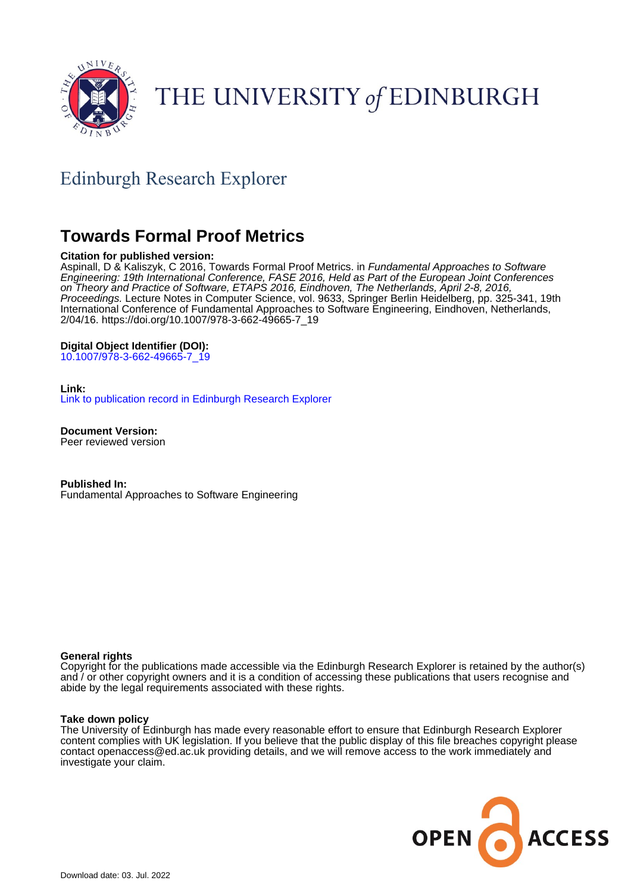THE UNIVERSITY *of* EDINBURGH

## Edinburgh Research Explorer

# Towards Formal Proof Metrics

**Citation for published version:**
Aspinall, D & Kaliszyk, C 2016, Towards Formal Proof Metrics. in *Fundamental Approaches to Software Engineering: 19th International Conference, FASE 2016, Held as Part of the European Joint Conferences on Theory and Practice of Software, ETAPS 2016, Eindhoven, The Netherlands, April 2-8, 2016, Proceedings.* Lecture Notes in Computer Science, vol. 9633, Springer Berlin Heidelberg, pp. 325-341, 19th International Conference of Fundamental Approaches to Software Engineering, Eindhoven, Netherlands, 2/04/16. https://doi.org/10.1007/978-3-662-49665-7_19

**Digital Object Identifier (DOI):**
10.1007/978-3-662-49665-7_19

**Link:**
Link to publication record in Edinburgh Research Explorer

**Document Version:**
Peer reviewed version

**Published In:**
Fundamental Approaches to Software Engineering

**General rights**
Copyright for the publications made accessible via the Edinburgh Research Explorer is retained by the author(s) and / or other copyright owners and it is a condition of accessing these publications that users recognise and abide by the legal requirements associated with these rights.

**Take down policy**
The University of Edinburgh has made every reasonable effort to ensure that Edinburgh Research Explorer content complies with UK legislation. If you believe that the public display of this file breaches copyright please contact openaccess@ed.ac.uk providing details, and we will remove access to the work immediately and investigate your claim.

OPEN ACCESS

Download date: 03. Jul. 2022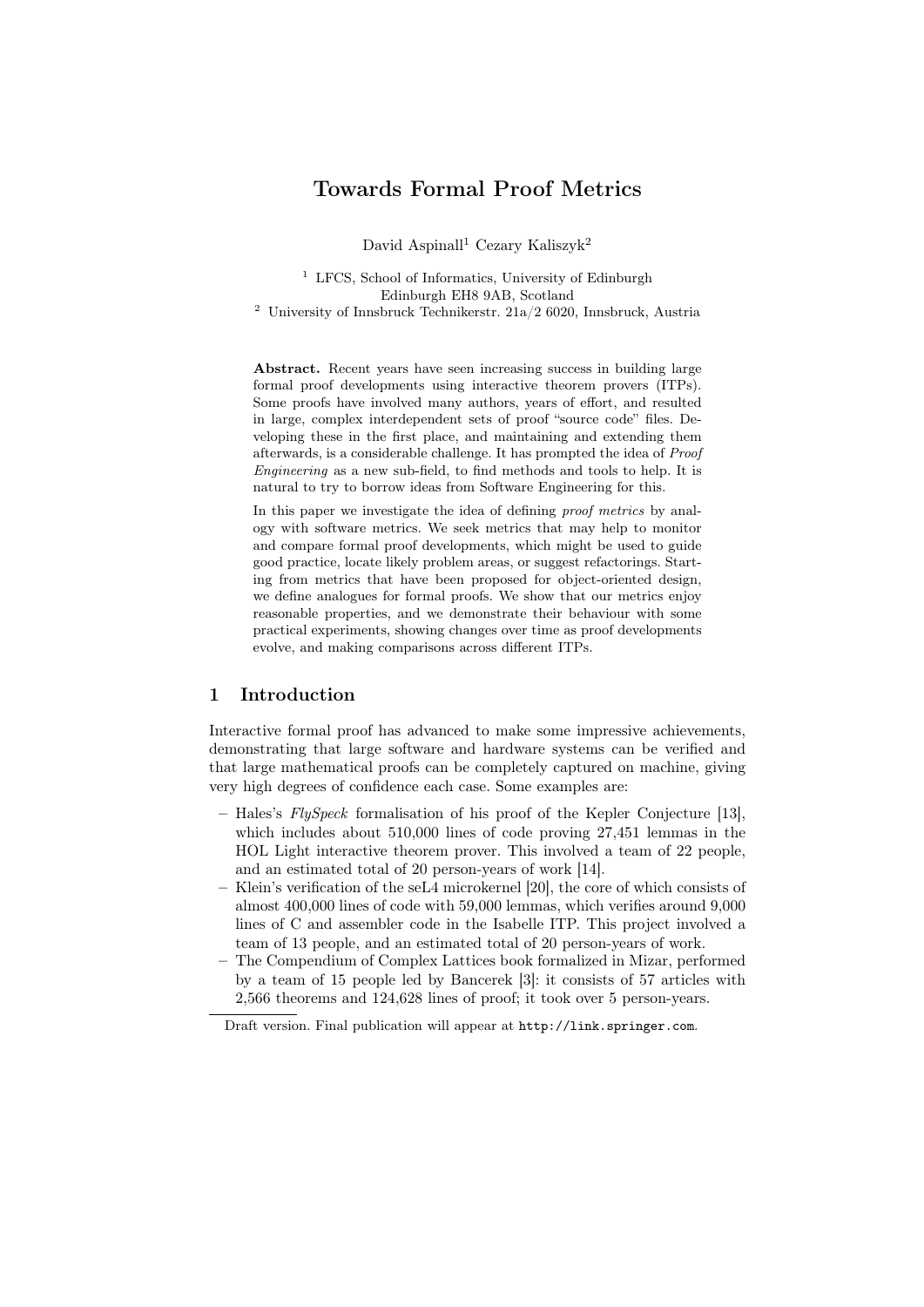# Towards Formal Proof Metrics

David Aspinall[1] Cezary Kaliszyk[2]

[1] LFCS, School of Informatics, University of Edinburgh
Edinburgh EH8 9AB, Scotland
[2] University of Innsbruck Technikerstr. 21a/2 6020, Innsbruck, Austria

**Abstract.** Recent years have seen increasing success in building large formal proof developments using interactive theorem provers (ITPs). Some proofs have involved many authors, years of effort, and resulted in large, complex interdependent sets of proof "source code" files. Developing these in the first place, and maintaining and extending them afterwards, is a considerable challenge. It has prompted the idea of *Proof Engineering* as a new sub-field, to find methods and tools to help. It is natural to try to borrow ideas from Software Engineering for this.

In this paper we investigate the idea of defining *proof metrics* by analogy with software metrics. We seek metrics that may help to monitor and compare formal proof developments, which might be used to guide good practice, locate likely problem areas, or suggest refactorings. Starting from metrics that have been proposed for object-oriented design, we define analogues for formal proofs. We show that our metrics enjoy reasonable properties, and we demonstrate their behaviour with some practical experiments, showing changes over time as proof developments evolve, and making comparisons across different ITPs.

## 1 Introduction

Interactive formal proof has advanced to make some impressive achievements, demonstrating that large software and hardware systems can be verified and that large mathematical proofs can be completely captured on machine, giving very high degrees of confidence each case. Some examples are:

- Hales's *FlySpeck* formalisation of his proof of the Kepler Conjecture [13], which includes about 510,000 lines of code proving 27,451 lemmas in the HOL Light interactive theorem prover. This involved a team of 22 people, and an estimated total of 20 person-years of work [14].
- Klein's verification of the seL4 microkernel [20], the core of which consists of almost 400,000 lines of code with 59,000 lemmas, which verifies around 9,000 lines of C and assembler code in the Isabelle ITP. This project involved a team of 13 people, and an estimated total of 20 person-years of work.
- The Compendium of Complex Lattices book formalized in Mizar, performed by a team of 15 people led by Bancerek [3]: it consists of 57 articles with 2,566 theorems and 124,628 lines of proof; it took over 5 person-years.

Draft version. Final publication will appear at `http://link.springer.com`.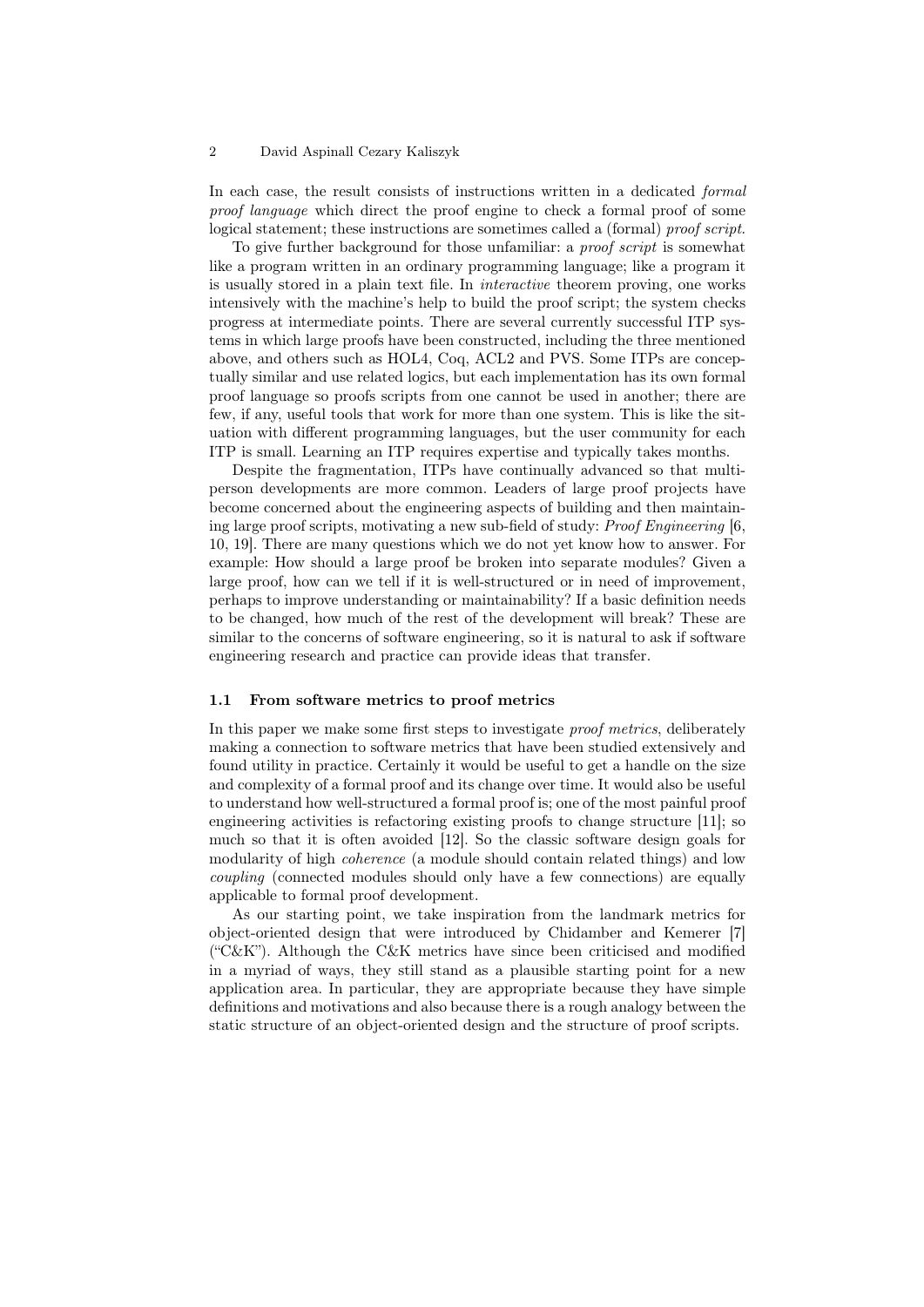In each case, the result consists of instructions written in a dedicated *formal proof language* which direct the proof engine to check a formal proof of some logical statement; these instructions are sometimes called a (formal) *proof script*.

To give further background for those unfamiliar: a *proof script* is somewhat like a program written in an ordinary programming language; like a program it is usually stored in a plain text file. In *interactive* theorem proving, one works intensively with the machine's help to build the proof script; the system checks progress at intermediate points. There are several currently successful ITP systems in which large proofs have been constructed, including the three mentioned above, and others such as HOL4, Coq, ACL2 and PVS. Some ITPs are conceptually similar and use related logics, but each implementation has its own formal proof language so proofs scripts from one cannot be used in another; there are few, if any, useful tools that work for more than one system. This is like the situation with different programming languages, but the user community for each ITP is small. Learning an ITP requires expertise and typically takes months.

Despite the fragmentation, ITPs have continually advanced so that multi-person developments are more common. Leaders of large proof projects have become concerned about the engineering aspects of building and then maintaining large proof scripts, motivating a new sub-field of study: *Proof Engineering* [6, 10, 19]. There are many questions which we do not yet know how to answer. For example: How should a large proof be broken into separate modules? Given a large proof, how can we tell if it is well-structured or in need of improvement, perhaps to improve understanding or maintainability? If a basic definition needs to be changed, how much of the rest of the development will break? These are similar to the concerns of software engineering, so it is natural to ask if software engineering research and practice can provide ideas that transfer.

### 1.1 From software metrics to proof metrics

In this paper we make some first steps to investigate *proof metrics*, deliberately making a connection to software metrics that have been studied extensively and found utility in practice. Certainly it would be useful to get a handle on the size and complexity of a formal proof and its change over time. It would also be useful to understand how well-structured a formal proof is; one of the most painful proof engineering activities is refactoring existing proofs to change structure [11]; so much so that it is often avoided [12]. So the classic software design goals for modularity of high *coherence* (a module should contain related things) and low *coupling* (connected modules should only have a few connections) are equally applicable to formal proof development.

As our starting point, we take inspiration from the landmark metrics for object-oriented design that were introduced by Chidamber and Kemerer [7] ("C&K"). Although the C&K metrics have since been criticised and modified in a myriad of ways, they still stand as a plausible starting point for a new application area. In particular, they are appropriate because they have simple definitions and motivations and also because there is a rough analogy between the static structure of an object-oriented design and the structure of proof scripts.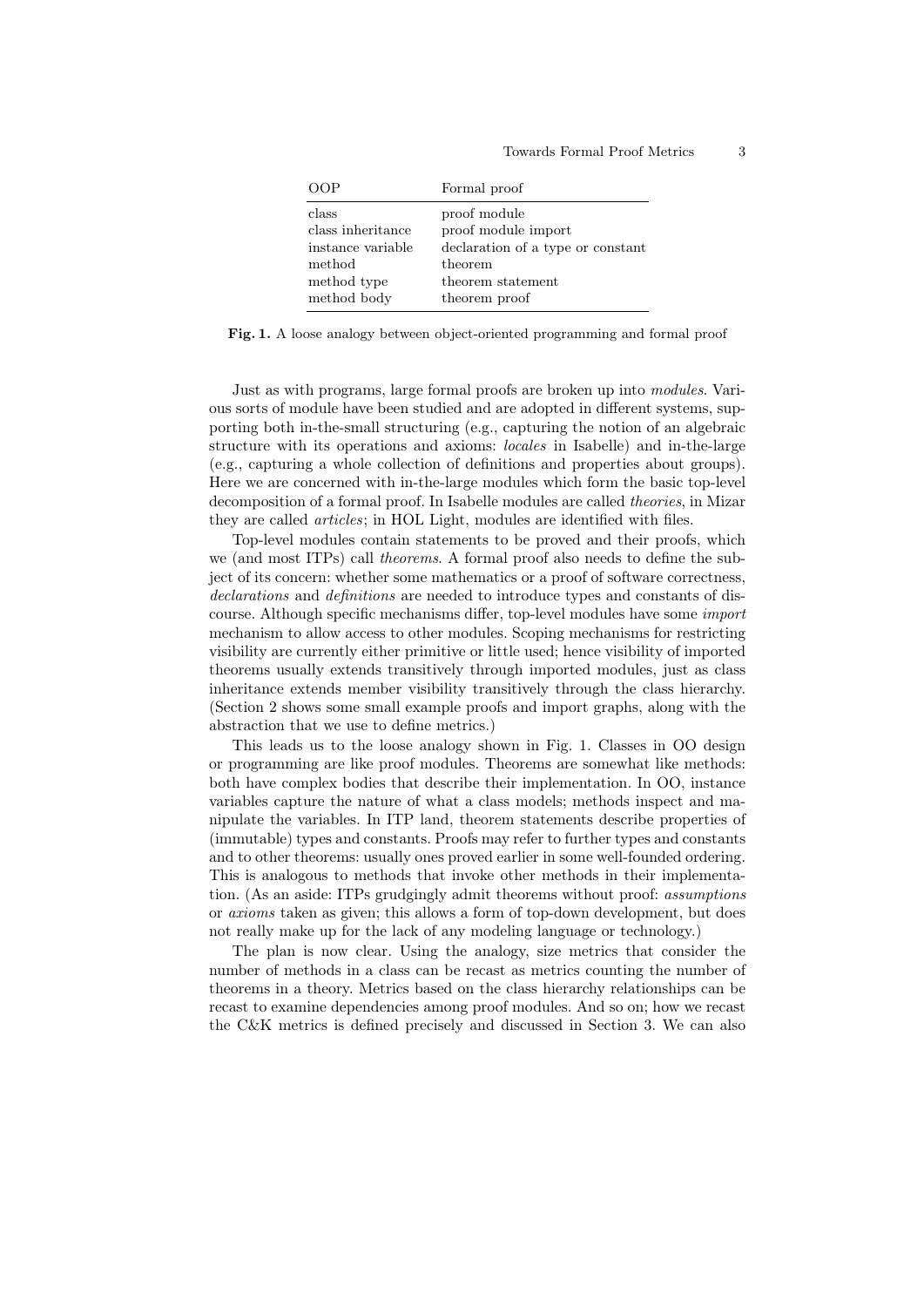| OOP | Formal proof |
|---|---|
| class | proof module |
| class inheritance | proof module import |
| instance variable | declaration of a type or constant |
| method | theorem |
| method type | theorem statement |
| method body | theorem proof |

**Fig. 1.** A loose analogy between object-oriented programming and formal proof

Just as with programs, large formal proofs are broken up into *modules*. Various sorts of module have been studied and are adopted in different systems, supporting both in-the-small structuring (e.g., capturing the notion of an algebraic structure with its operations and axioms: *locales* in Isabelle) and in-the-large (e.g., capturing a whole collection of definitions and properties about groups). Here we are concerned with in-the-large modules which form the basic top-level decomposition of a formal proof. In Isabelle modules are called *theories*, in Mizar they are called *articles*; in HOL Light, modules are identified with files.

Top-level modules contain statements to be proved and their proofs, which we (and most ITPs) call *theorems*. A formal proof also needs to define the subject of its concern: whether some mathematics or a proof of software correctness, *declarations* and *definitions* are needed to introduce types and constants of discourse. Although specific mechanisms differ, top-level modules have some *import* mechanism to allow access to other modules. Scoping mechanisms for restricting visibility are currently either primitive or little used; hence visibility of imported theorems usually extends transitively through imported modules, just as class inheritance extends member visibility transitively through the class hierarchy. (Section 2 shows some small example proofs and import graphs, along with the abstraction that we use to define metrics.)

This leads us to the loose analogy shown in Fig. 1. Classes in OO design or programming are like proof modules. Theorems are somewhat like methods: both have complex bodies that describe their implementation. In OO, instance variables capture the nature of what a class models; methods inspect and manipulate the variables. In ITP land, theorem statements describe properties of (immutable) types and constants. Proofs may refer to further types and constants and to other theorems: usually ones proved earlier in some well-founded ordering. This is analogous to methods that invoke other methods in their implementation. (As an aside: ITPs grudgingly admit theorems without proof: *assumptions* or *axioms* taken as given; this allows a form of top-down development, but does not really make up for the lack of any modeling language or technology.)

The plan is now clear. Using the analogy, size metrics that consider the number of methods in a class can be recast as metrics counting the number of theorems in a theory. Metrics based on the class hierarchy relationships can be recast to examine dependencies among proof modules. And so on; how we recast the C&K metrics is defined precisely and discussed in Section 3. We can also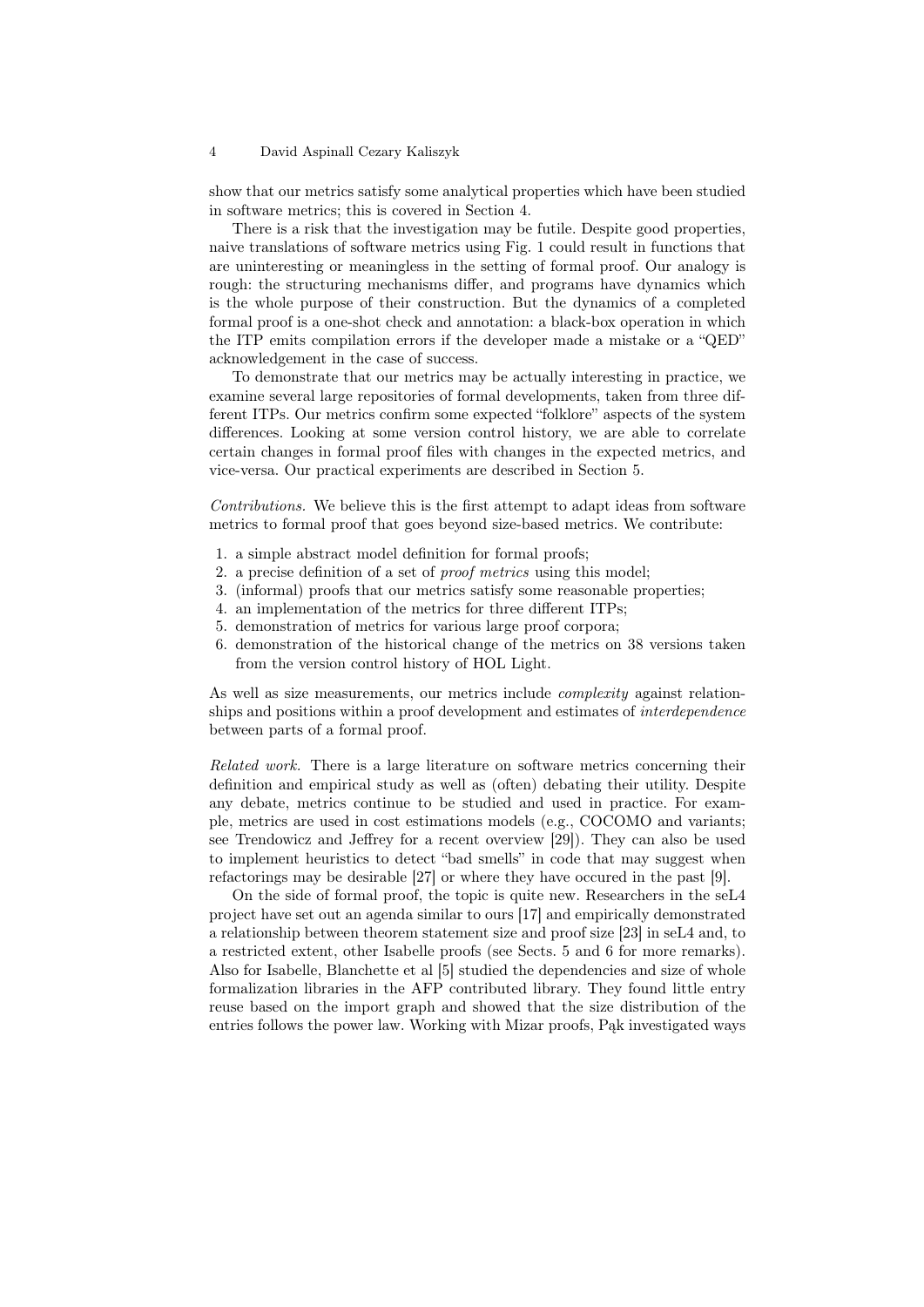show that our metrics satisfy some analytical properties which have been studied in software metrics; this is covered in Section 4.

There is a risk that the investigation may be futile. Despite good properties, naive translations of software metrics using Fig. 1 could result in functions that are uninteresting or meaningless in the setting of formal proof. Our analogy is rough: the structuring mechanisms differ, and programs have dynamics which is the whole purpose of their construction. But the dynamics of a completed formal proof is a one-shot check and annotation: a black-box operation in which the ITP emits compilation errors if the developer made a mistake or a "QED" acknowledgement in the case of success.

To demonstrate that our metrics may be actually interesting in practice, we examine several large repositories of formal developments, taken from three different ITPs. Our metrics confirm some expected "folklore" aspects of the system differences. Looking at some version control history, we are able to correlate certain changes in formal proof files with changes in the expected metrics, and vice-versa. Our practical experiments are described in Section 5.

*Contributions.* We believe this is the first attempt to adapt ideas from software metrics to formal proof that goes beyond size-based metrics. We contribute:

1. a simple abstract model definition for formal proofs;
2. a precise definition of a set of *proof metrics* using this model;
3. (informal) proofs that our metrics satisfy some reasonable properties;
4. an implementation of the metrics for three different ITPs;
5. demonstration of metrics for various large proof corpora;
6. demonstration of the historical change of the metrics on 38 versions taken from the version control history of HOL Light.

As well as size measurements, our metrics include *complexity* against relationships and positions within a proof development and estimates of *interdependence* between parts of a formal proof.

*Related work.* There is a large literature on software metrics concerning their definition and empirical study as well as (often) debating their utility. Despite any debate, metrics continue to be studied and used in practice. For example, metrics are used in cost estimations models (e.g., COCOMO and variants; see Trendowicz and Jeffrey for a recent overview [29]). They can also be used to implement heuristics to detect "bad smells" in code that may suggest when refactorings may be desirable [27] or where they have occured in the past [9].

On the side of formal proof, the topic is quite new. Researchers in the seL4 project have set out an agenda similar to ours [17] and empirically demonstrated a relationship between theorem statement size and proof size [23] in seL4 and, to a restricted extent, other Isabelle proofs (see Sects. 5 and 6 for more remarks). Also for Isabelle, Blanchette et al [5] studied the dependencies and size of whole formalization libraries in the AFP contributed library. They found little entry reuse based on the import graph and showed that the size distribution of the entries follows the power law. Working with Mizar proofs, Pąk investigated ways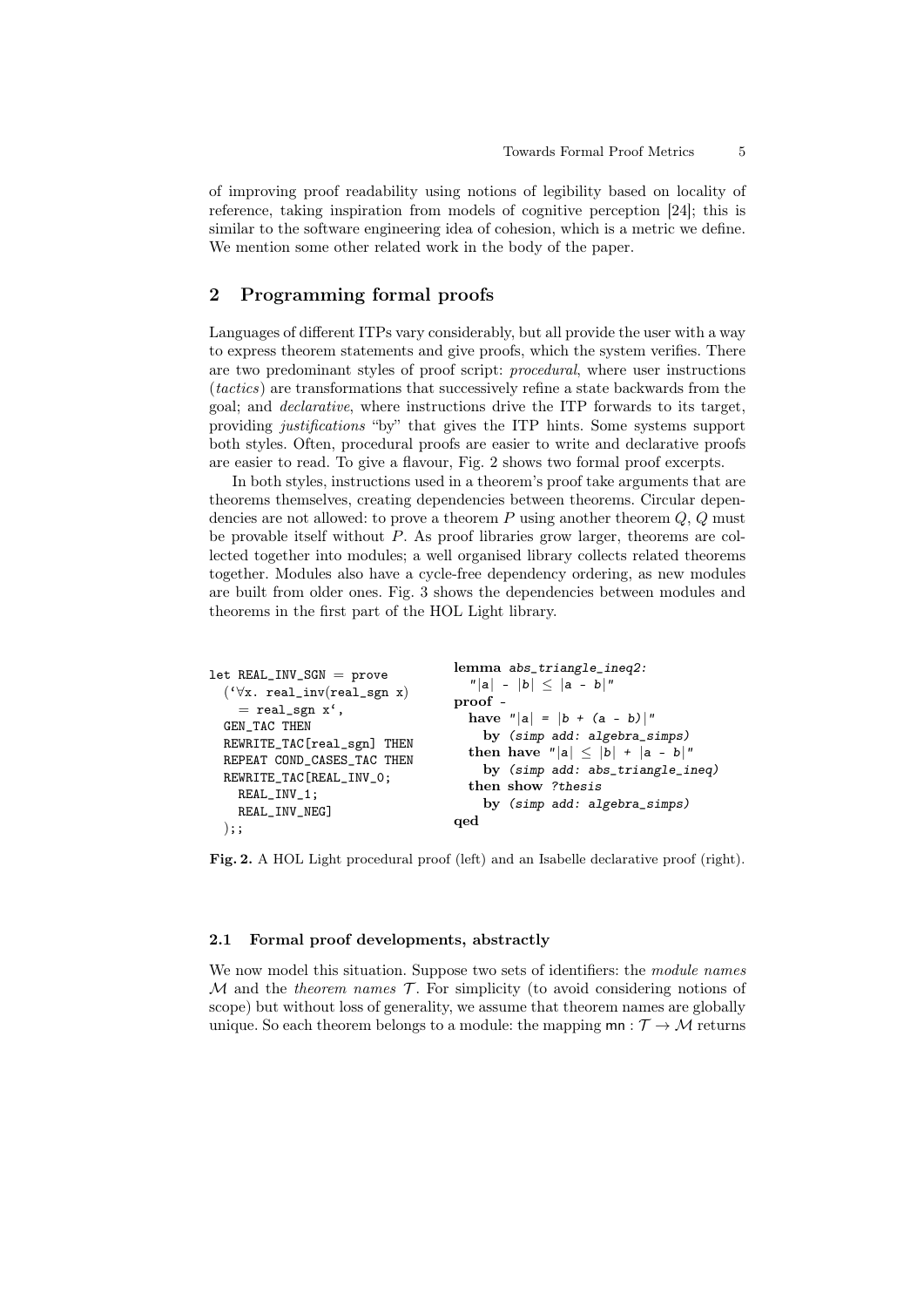of improving proof readability using notions of legibility based on locality of reference, taking inspiration from models of cognitive perception [24]; this is similar to the software engineering idea of cohesion, which is a metric we define. We mention some other related work in the body of the paper.

## 2 Programming formal proofs

Languages of different ITPs vary considerably, but all provide the user with a way to express theorem statements and give proofs, which the system verifies. There are two predominant styles of proof script: *procedural*, where user instructions (*tactics*) are transformations that successively refine a state backwards from the goal; and *declarative*, where instructions drive the ITP forwards to its target, providing *justifications* "by" that gives the ITP hints. Some systems support both styles. Often, procedural proofs are easier to write and declarative proofs are easier to read. To give a flavour, Fig. 2 shows two formal proof excerpts.

In both styles, instructions used in a theorem's proof take arguments that are theorems themselves, creating dependencies between theorems. Circular dependencies are not allowed: to prove a theorem $P$ using another theorem $Q$, $Q$ must be provable itself without $P$. As proof libraries grow larger, theorems are collected together into modules; a well organised library collects related theorems together. Modules also have a cycle-free dependency ordering, as new modules are built from older ones. Fig. 3 shows the dependencies between modules and theorems in the first part of the HOL Light library.

```
let REAL_INV_SGN = prove
  (`∀x. real_inv(real_sgn x)
    = real_sgn x`,
  GEN_TAC THEN
  REWRITE_TAC[real_sgn] THEN
  REPEAT COND_CASES_TAC THEN
  REWRITE_TAC[REAL_INV_0;
    REAL_INV_1;
    REAL_INV_NEG]
  );;
```

```
lemma abs_triangle_ineq2:
  "|a| - |b| ≤ |a - b|"
proof -
  have "|a| = |b + (a - b)|"
    by (simp add: algebra_simps)
  then have "|a| ≤ |b| + |a - b|"
    by (simp add: abs_triangle_ineq)
  then show ?thesis
    by (simp add: algebra_simps)
qed
```

**Fig. 2.** A HOL Light procedural proof (left) and an Isabelle declarative proof (right).

### 2.1 Formal proof developments, abstractly

We now model this situation. Suppose two sets of identifiers: the *module names* $\mathcal{M}$ and the *theorem names* $\mathcal{T}$. For simplicity (to avoid considering notions of scope) but without loss of generality, we assume that theorem names are globally unique. So each theorem belongs to a module: the mapping $\mathsf{mn} : \mathcal{T} \to \mathcal{M}$ returns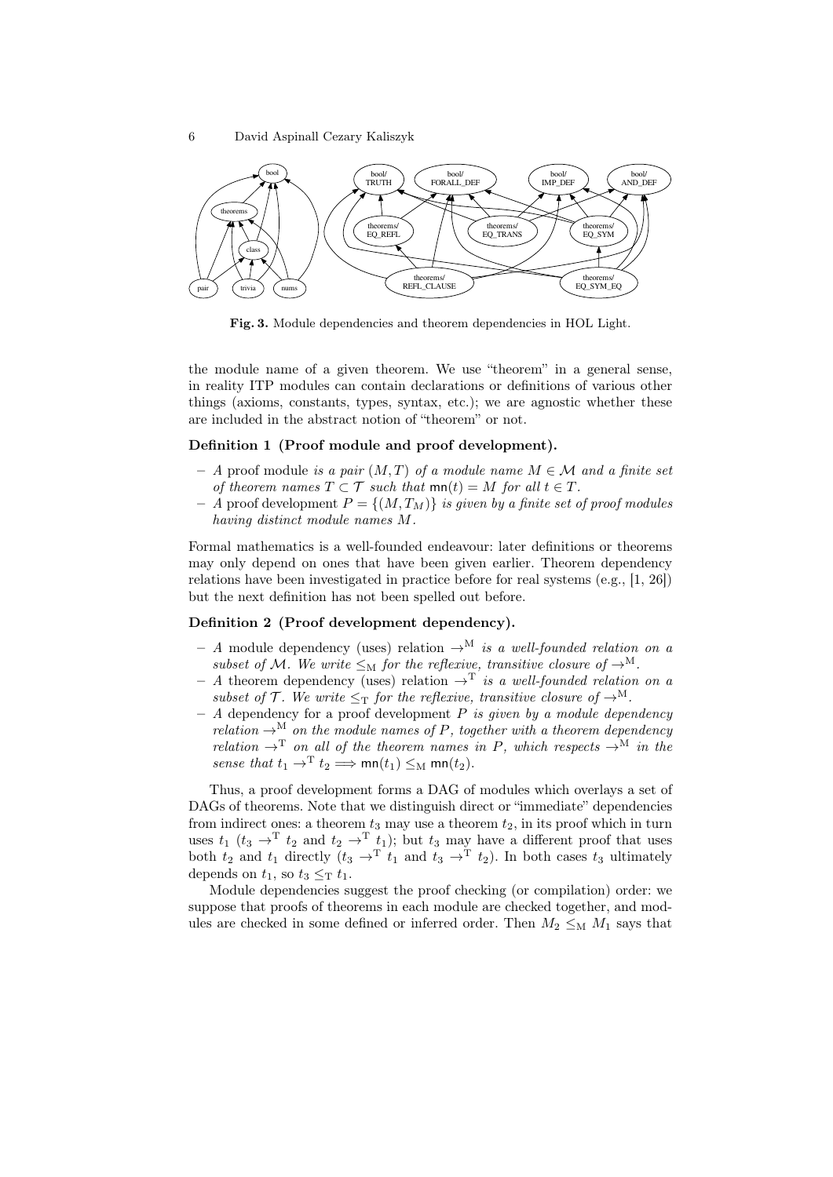**Fig. 3.** Module dependencies and theorem dependencies in HOL Light.

the module name of a given theorem. We use "theorem" in a general sense, in reality ITP modules can contain declarations or definitions of various other things (axioms, constants, types, syntax, etc.); we are agnostic whether these are included in the abstract notion of "theorem" or not.

**Definition 1 (Proof module and proof development).**

- *A* proof module *is a pair* $(M, T)$ *of a module name* $M \in \mathcal{M}$ *and a finite set of theorem names* $T \subset \mathcal{T}$ *such that* $\mathsf{mn}(t) = M$ *for all* $t \in T$.
- *A* proof development $P = \{(M, T_M)\}$ *is given by a finite set of proof modules having distinct module names* $M$.

Formal mathematics is a well-founded endeavour: later definitions or theorems may only depend on ones that have been given earlier. Theorem dependency relations have been investigated in practice before for real systems (e.g., [1, 26]) but the next definition has not been spelled out before.

**Definition 2 (Proof development dependency).**

- *A* module dependency (uses) relation $\to^{\mathrm{M}}$ *is a well-founded relation on a subset of* $\mathcal{M}$. *We write* $\leq_{\mathrm{M}}$ *for the reflexive, transitive closure of* $\to^{\mathrm{M}}$.
- *A* theorem dependency (uses) relation $\to^{\mathrm{T}}$ *is a well-founded relation on a subset of* $\mathcal{T}$. *We write* $\leq_{\mathrm{T}}$ *for the reflexive, transitive closure of* $\to^{\mathrm{M}}$.
- *A dependency for a proof development* $P$ *is given by a module dependency relation* $\to^{\mathrm{M}}$ *on the module names of* $P$, *together with a theorem dependency relation* $\to^{\mathrm{T}}$ *on all of the theorem names in* $P$, *which respects* $\to^{\mathrm{M}}$ *in the sense that* $t_1 \to^{\mathrm{T}} t_2 \Longrightarrow \mathsf{mn}(t_1) \leq_{\mathrm{M}} \mathsf{mn}(t_2)$.

Thus, a proof development forms a DAG of modules which overlays a set of DAGs of theorems. Note that we distinguish direct or "immediate" dependencies from indirect ones: a theorem $t_3$ may use a theorem $t_2$, in its proof which in turn uses $t_1$ ($t_3 \to^{\mathrm{T}} t_2$ and $t_2 \to^{\mathrm{T}} t_1$); but $t_3$ may have a different proof that uses both $t_2$ and $t_1$ directly ($t_3 \to^{\mathrm{T}} t_1$ and $t_3 \to^{\mathrm{T}} t_2$). In both cases $t_3$ ultimately depends on $t_1$, so $t_3 \leq_{\mathrm{T}} t_1$.

Module dependencies suggest the proof checking (or compilation) order: we suppose that proofs of theorems in each module are checked together, and modules are checked in some defined or inferred order. Then $M_2 \leq_{\mathrm{M}} M_1$ says that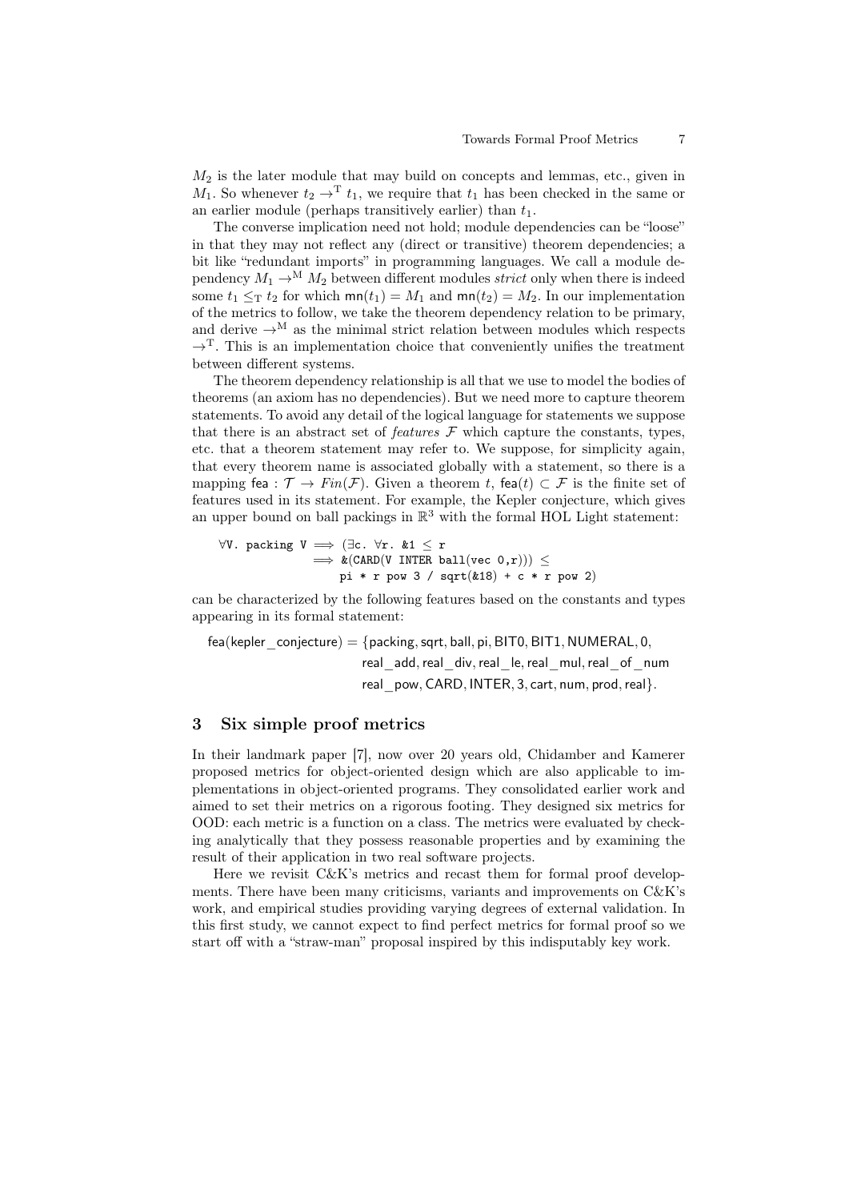$M_2$ is the later module that may build on concepts and lemmas, etc., given in $M_1$. So whenever $t_2 \to^{\mathrm{T}} t_1$, we require that $t_1$ has been checked in the same or an earlier module (perhaps transitively earlier) than $t_1$.

The converse implication need not hold; module dependencies can be "loose" in that they may not reflect any (direct or transitive) theorem dependencies; a bit like "redundant imports" in programming languages. We call a module dependency $M_1 \to^{\mathrm{M}} M_2$ between different modules *strict* only when there is indeed some $t_1 \leq_{\mathrm{T}} t_2$ for which $\mathsf{mn}(t_1) = M_1$ and $\mathsf{mn}(t_2) = M_2$. In our implementation of the metrics to follow, we take the theorem dependency relation to be primary, and derive $\to^{\mathrm{M}}$ as the minimal strict relation between modules which respects $\to^{\mathrm{T}}$. This is an implementation choice that conveniently unifies the treatment between different systems.

The theorem dependency relationship is all that we use to model the bodies of theorems (an axiom has no dependencies). But we need more to capture theorem statements. To avoid any detail of the logical language for statements we suppose that there is an abstract set of *features* $\mathcal{F}$ which capture the constants, types, etc. that a theorem statement may refer to. We suppose, for simplicity again, that every theorem name is associated globally with a statement, so there is a mapping $\mathsf{fea} : \mathcal{T} \to Fin(\mathcal{F})$. Given a theorem $t$, $\mathsf{fea}(t) \subset \mathcal{F}$ is the finite set of features used in its statement. For example, the Kepler conjecture, which gives an upper bound on ball packings in $\mathbb{R}^3$ with the formal HOL Light statement:

```
∀V. packing V ⟹ (∃c. ∀r. &1 ≤ r
                ⟹ &(CARD(V INTER ball(vec 0,r))) ≤
                    pi * r pow 3 / sqrt(&18) + c * r pow 2)
```

can be characterized by the following features based on the constants and types appearing in its formal statement:

$$
\begin{aligned}
\mathsf{fea}(\mathsf{kepler\_conjecture}) = \{&\mathsf{packing}, \mathsf{sqrt}, \mathsf{ball}, \mathsf{pi}, \mathsf{BIT0}, \mathsf{BIT1}, \mathsf{NUMERAL}, 0,\\
&\mathsf{real\_add}, \mathsf{real\_div}, \mathsf{real\_le}, \mathsf{real\_mul}, \mathsf{real\_of\_num}\\
&\mathsf{real\_pow}, \mathsf{CARD}, \mathsf{INTER}, 3, \mathsf{cart}, \mathsf{num}, \mathsf{prod}, \mathsf{real}\}.
\end{aligned}
$$

## 3 Six simple proof metrics

In their landmark paper [7], now over 20 years old, Chidamber and Kamerer proposed metrics for object-oriented design which are also applicable to implementations in object-oriented programs. They consolidated earlier work and aimed to set their metrics on a rigorous footing. They designed six metrics for OOD: each metric is a function on a class. The metrics were evaluated by checking analytically that they possess reasonable properties and by examining the result of their application in two real software projects.

Here we revisit C&K's metrics and recast them for formal proof developments. There have been many criticisms, variants and improvements on C&K's work, and empirical studies providing varying degrees of external validation. In this first study, we cannot expect to find perfect metrics for formal proof so we start off with a "straw-man" proposal inspired by this indisputably key work.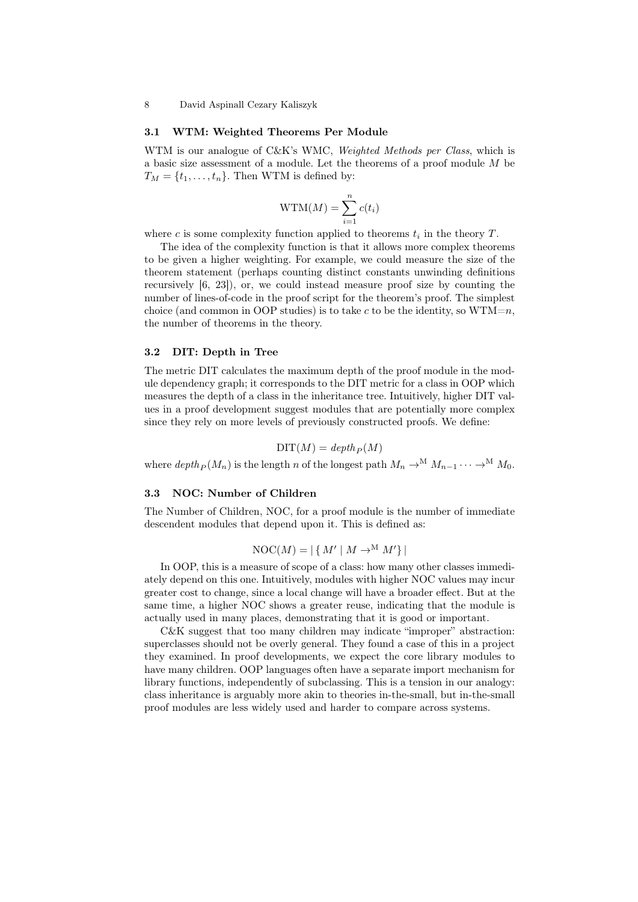### 3.1 WTM: Weighted Theorems Per Module

WTM is our analogue of C&K's WMC, *Weighted Methods per Class*, which is a basic size assessment of a module. Let the theorems of a proof module $M$ be $T_M = \{t_1, \ldots, t_n\}$. Then WTM is defined by:

$$\text{WTM}(M) = \sum_{i=1}^{n} c(t_i)$$

where $c$ is some complexity function applied to theorems $t_i$ in the theory $T$.

The idea of the complexity function is that it allows more complex theorems to be given a higher weighting. For example, we could measure the size of the theorem statement (perhaps counting distinct constants unwinding definitions recursively [6, 23]), or, we could instead measure proof size by counting the number of lines-of-code in the proof script for the theorem's proof. The simplest choice (and common in OOP studies) is to take $c$ to be the identity, so WTM=$n$, the number of theorems in the theory.

### 3.2 DIT: Depth in Tree

The metric DIT calculates the maximum depth of the proof module in the module dependency graph; it corresponds to the DIT metric for a class in OOP which measures the depth of a class in the inheritance tree. Intuitively, higher DIT values in a proof development suggest modules that are potentially more complex since they rely on more levels of previously constructed proofs. We define:

$$\text{DIT}(M) = depth_P(M)$$

where $depth_P(M_n)$ is the length $n$ of the longest path $M_n \to^{\text{M}} M_{n-1} \cdots \to^{\text{M}} M_0$.

### 3.3 NOC: Number of Children

The Number of Children, NOC, for a proof module is the number of immediate descendent modules that depend upon it. This is defined as:

$$\text{NOC}(M) = |\{\, M' \mid M \to^{\text{M}} M' \}|$$

In OOP, this is a measure of scope of a class: how many other classes immediately depend on this one. Intuitively, modules with higher NOC values may incur greater cost to change, since a local change will have a broader effect. But at the same time, a higher NOC shows a greater reuse, indicating that the module is actually used in many places, demonstrating that it is good or important.

C&K suggest that too many children may indicate "improper" abstraction: superclasses should not be overly general. They found a case of this in a project they examined. In proof developments, we expect the core library modules to have many children. OOP languages often have a separate import mechanism for library functions, independently of subclassing. This is a tension in our analogy: class inheritance is arguably more akin to theories in-the-small, but in-the-small proof modules are less widely used and harder to compare across systems.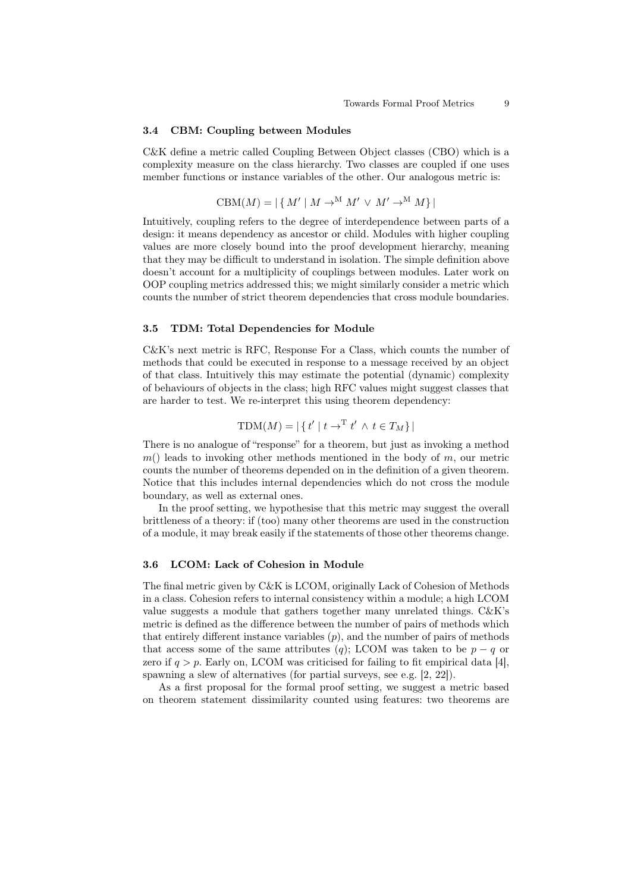### 3.4 CBM: Coupling between Modules

C&K define a metric called Coupling Between Object classes (CBO) which is a complexity measure on the class hierarchy. Two classes are coupled if one uses member functions or instance variables of the other. Our analogous metric is:

$$\mathrm{CBM}(M) = |\,\{\, M' \mid M \to^{\mathrm{M}} M' \,\vee\, M' \to^{\mathrm{M}} M \}\,|$$

Intuitively, coupling refers to the degree of interdependence between parts of a design: it means dependency as ancestor or child. Modules with higher coupling values are more closely bound into the proof development hierarchy, meaning that they may be difficult to understand in isolation. The simple definition above doesn't account for a multiplicity of couplings between modules. Later work on OOP coupling metrics addressed this; we might similarly consider a metric which counts the number of strict theorem dependencies that cross module boundaries.

### 3.5 TDM: Total Dependencies for Module

C&K's next metric is RFC, Response For a Class, which counts the number of methods that could be executed in response to a message received by an object of that class. Intuitively this may estimate the potential (dynamic) complexity of behaviours of objects in the class; high RFC values might suggest classes that are harder to test. We re-interpret this using theorem dependency:

$$\mathrm{TDM}(M) = |\,\{\, t' \mid t \to^{\mathrm{T}} t' \,\wedge\, t \in T_M \}\,|$$

There is no analogue of "response" for a theorem, but just as invoking a method $m()$ leads to invoking other methods mentioned in the body of $m$, our metric counts the number of theorems depended on in the definition of a given theorem. Notice that this includes internal dependencies which do not cross the module boundary, as well as external ones.

In the proof setting, we hypothesise that this metric may suggest the overall brittleness of a theory: if (too) many other theorems are used in the construction of a module, it may break easily if the statements of those other theorems change.

### 3.6 LCOM: Lack of Cohesion in Module

The final metric given by C&K is LCOM, originally Lack of Cohesion of Methods in a class. Cohesion refers to internal consistency within a module; a high LCOM value suggests a module that gathers together many unrelated things. C&K's metric is defined as the difference between the number of pairs of methods which that entirely different instance variables ($p$), and the number of pairs of methods that access some of the same attributes ($q$); LCOM was taken to be $p - q$ or zero if $q > p$. Early on, LCOM was criticised for failing to fit empirical data [4], spawning a slew of alternatives (for partial surveys, see e.g. [2, 22]).

As a first proposal for the formal proof setting, we suggest a metric based on theorem statement dissimilarity counted using features: two theorems are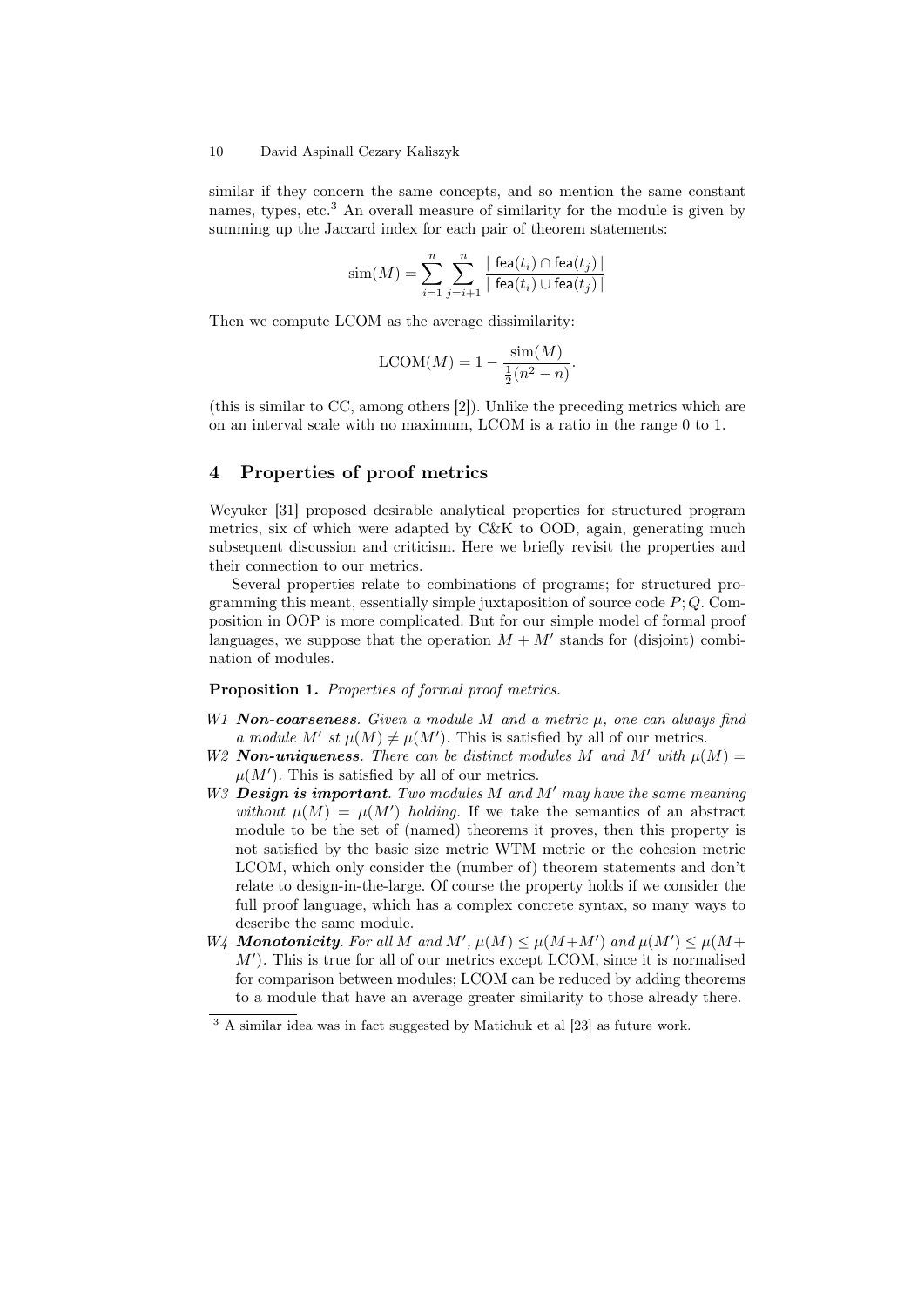similar if they concern the same concepts, and so mention the same constant names, types, etc.[3] An overall measure of similarity for the module is given by summing up the Jaccard index for each pair of theorem statements:

$$\text{sim}(M) = \sum_{i=1}^{n} \sum_{j=i+1}^{n} \frac{|\ \mathsf{fea}(t_i) \cap \mathsf{fea}(t_j)\ |}{|\ \mathsf{fea}(t_i) \cup \mathsf{fea}(t_j)\ |}$$

Then we compute LCOM as the average dissimilarity:

$$\text{LCOM}(M) = 1 - \frac{\text{sim}(M)}{\frac{1}{2}(n^2 - n)}.$$

(this is similar to CC, among others [2]). Unlike the preceding metrics which are on an interval scale with no maximum, LCOM is a ratio in the range 0 to 1.

## 4 Properties of proof metrics

Weyuker [31] proposed desirable analytical properties for structured program metrics, six of which were adapted by C&K to OOD, again, generating much subsequent discussion and criticism. Here we briefly revisit the properties and their connection to our metrics.

Several properties relate to combinations of programs; for structured programming this meant, essentially simple juxtaposition of source code $P; Q$. Composition in OOP is more complicated. But for our simple model of formal proof languages, we suppose that the operation $M + M'$ stands for (disjoint) combination of modules.

**Proposition 1.** *Properties of formal proof metrics.*

- W1 ***Non-coarseness***. *Given a module $M$ and a metric $\mu$, one can always find a module $M'$ st $\mu(M) \neq \mu(M')$.* This is satisfied by all of our metrics.
- W2 ***Non-uniqueness***. *There can be distinct modules $M$ and $M'$ with $\mu(M) = \mu(M')$.* This is satisfied by all of our metrics.
- W3 ***Design is important***. *Two modules $M$ and $M'$ may have the same meaning without $\mu(M) = \mu(M')$ holding.* If we take the semantics of an abstract module to be the set of (named) theorems it proves, then this property is not satisfied by the basic size metric WTM metric or the cohesion metric LCOM, which only consider the (number of) theorem statements and don't relate to design-in-the-large. Of course the property holds if we consider the full proof language, which has a complex concrete syntax, so many ways to describe the same module.
- W4 ***Monotonicity***. *For all $M$ and $M'$, $\mu(M) \leq \mu(M+M')$ and $\mu(M') \leq \mu(M+M')$.* This is true for all of our metrics except LCOM, since it is normalised for comparison between modules; LCOM can be reduced by adding theorems to a module that have an average greater similarity to those already there.

[3] A similar idea was in fact suggested by Matichuk et al [23] as future work.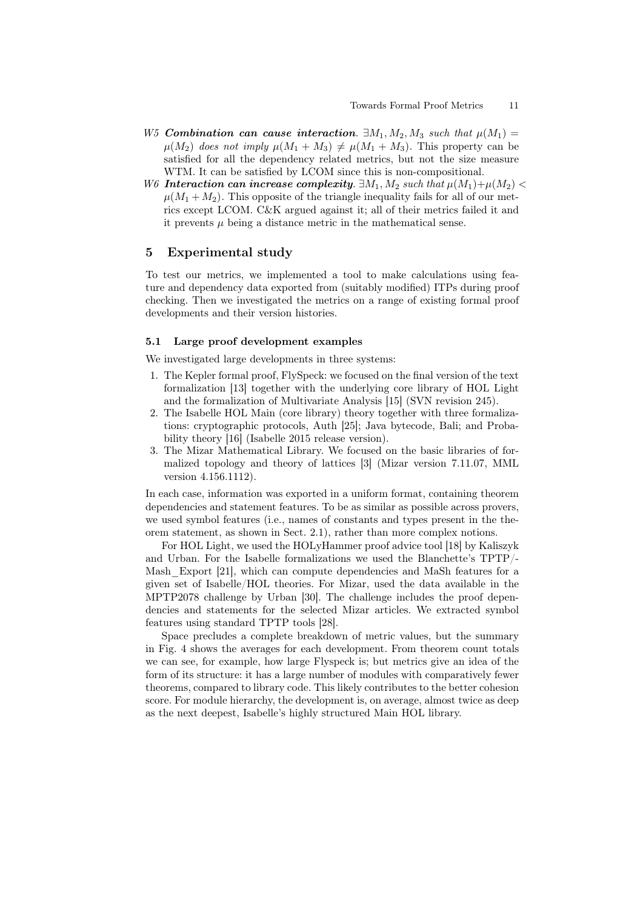*W5* ***Combination can cause interaction.*** *$\exists M_1, M_2, M_3$ such that $\mu(M_1) = \mu(M_2)$ does not imply $\mu(M_1 + M_3) \neq \mu(M_1 + M_3)$.* This property can be satisfied for all the dependency related metrics, but not the size measure WTM. It can be satisfied by LCOM since this is non-compositional.

*W6* ***Interaction can increase complexity.*** *$\exists M_1, M_2$ such that $\mu(M_1)+\mu(M_2) < \mu(M_1 + M_2)$.* This opposite of the triangle inequality fails for all of our metrics except LCOM. C&K argued against it; all of their metrics failed it and it prevents $\mu$ being a distance metric in the mathematical sense.

## 5 Experimental study

To test our metrics, we implemented a tool to make calculations using feature and dependency data exported from (suitably modified) ITPs during proof checking. Then we investigated the metrics on a range of existing formal proof developments and their version histories.

### 5.1 Large proof development examples

We investigated large developments in three systems:

1. The Kepler formal proof, FlySpeck: we focused on the final version of the text formalization [13] together with the underlying core library of HOL Light and the formalization of Multivariate Analysis [15] (SVN revision 245).
2. The Isabelle HOL Main (core library) theory together with three formalizations: cryptographic protocols, Auth [25]; Java bytecode, Bali; and Probability theory [16] (Isabelle 2015 release version).
3. The Mizar Mathematical Library. We focused on the basic libraries of formalized topology and theory of lattices [3] (Mizar version 7.11.07, MML version 4.156.1112).

In each case, information was exported in a uniform format, containing theorem dependencies and statement features. To be as similar as possible across provers, we used symbol features (i.e., names of constants and types present in the theorem statement, as shown in Sect. 2.1), rather than more complex notions.

For HOL Light, we used the HOLyHammer proof advice tool [18] by Kaliszyk and Urban. For the Isabelle formalizations we used the Blanchette's TPTP/-Mash_Export [21], which can compute dependencies and MaSh features for a given set of Isabelle/HOL theories. For Mizar, used the data available in the MPTP2078 challenge by Urban [30]. The challenge includes the proof dependencies and statements for the selected Mizar articles. We extracted symbol features using standard TPTP tools [28].

Space precludes a complete breakdown of metric values, but the summary in Fig. 4 shows the averages for each development. From theorem count totals we can see, for example, how large Flyspeck is; but metrics give an idea of the form of its structure: it has a large number of modules with comparatively fewer theorems, compared to library code. This likely contributes to the better cohesion score. For module hierarchy, the development is, on average, almost twice as deep as the next deepest, Isabelle's highly structured Main HOL library.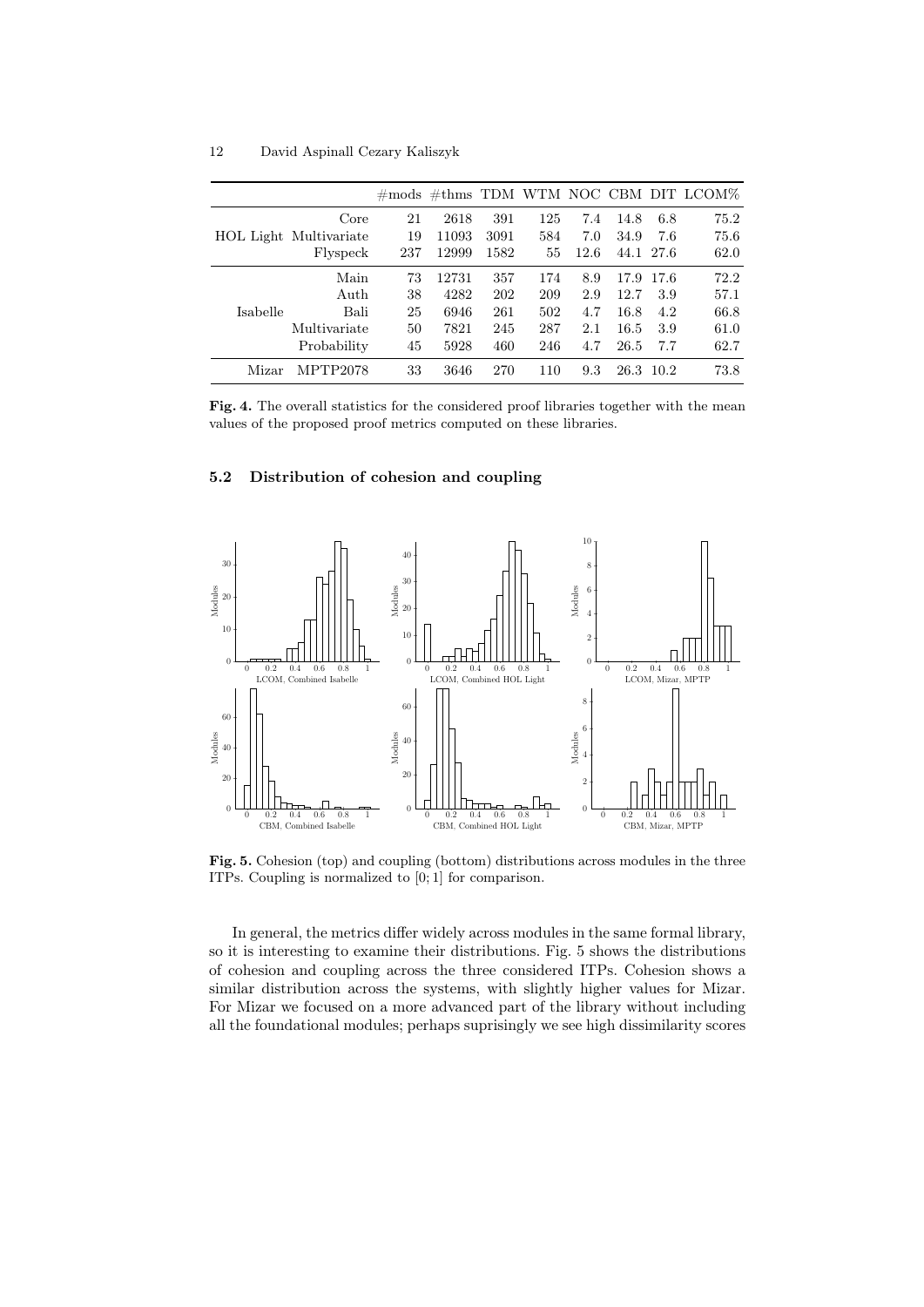| | | #mods | #thms | TDM | WTM | NOC | CBM | DIT | LCOM% |
|---|---|---|---|---|---|---|---|---|---|
| HOL Light | Core | 21 | 2618 | 391 | 125 | 7.4 | 14.8 | 6.8 | 75.2 |
| | Multivariate | 19 | 11093 | 3091 | 584 | 7.0 | 34.9 | 7.6 | 75.6 |
| | Flyspeck | 237 | 12999 | 1582 | 55 | 12.6 | 44.1 | 27.6 | 62.0 |
| Isabelle | Main | 73 | 12731 | 357 | 174 | 8.9 | 17.9 | 17.6 | 72.2 |
| | Auth | 38 | 4282 | 202 | 209 | 2.9 | 12.7 | 3.9 | 57.1 |
| | Bali | 25 | 6946 | 261 | 502 | 4.7 | 16.8 | 4.2 | 66.8 |
| | Multivariate | 50 | 7821 | 245 | 287 | 2.1 | 16.5 | 3.9 | 61.0 |
| | Probability | 45 | 5928 | 460 | 246 | 4.7 | 26.5 | 7.7 | 62.7 |
| Mizar | MPTP2078 | 33 | 3646 | 270 | 110 | 9.3 | 26.3 | 10.2 | 73.8 |

**Fig. 4.** The overall statistics for the considered proof libraries together with the mean values of the proposed proof metrics computed on these libraries.

### 5.2 Distribution of cohesion and coupling

**Fig. 5.** Cohesion (top) and coupling (bottom) distributions across modules in the three ITPs. Coupling is normalized to [0; 1] for comparison.

In general, the metrics differ widely across modules in the same formal library, so it is interesting to examine their distributions. Fig. 5 shows the distributions of cohesion and coupling across the three considered ITPs. Cohesion shows a similar distribution across the systems, with slightly higher values for Mizar. For Mizar we focused on a more advanced part of the library without including all the foundational modules; perhaps suprisingly we see high dissimilarity scores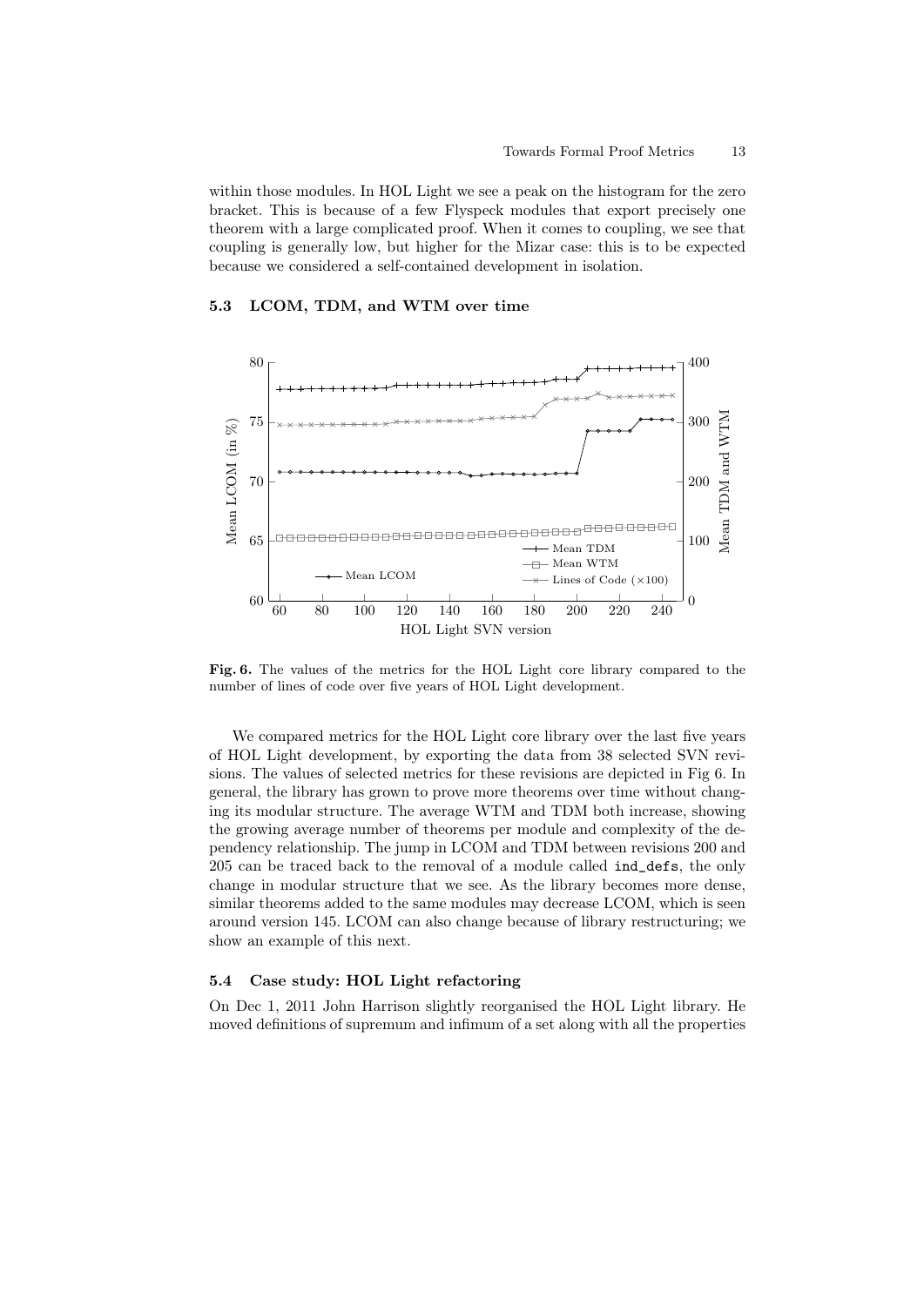within those modules. In HOL Light we see a peak on the histogram for the zero bracket. This is because of a few Flyspeck modules that export precisely one theorem with a large complicated proof. When it comes to coupling, we see that coupling is generally low, but higher for the Mizar case: this is to be expected because we considered a self-contained development in isolation.

### 5.3 LCOM, TDM, and WTM over time

**Fig. 6.** The values of the metrics for the HOL Light core library compared to the number of lines of code over five years of HOL Light development.

We compared metrics for the HOL Light core library over the last five years of HOL Light development, by exporting the data from 38 selected SVN revisions. The values of selected metrics for these revisions are depicted in Fig 6. In general, the library has grown to prove more theorems over time without changing its modular structure. The average WTM and TDM both increase, showing the growing average number of theorems per module and complexity of the dependency relationship. The jump in LCOM and TDM between revisions 200 and 205 can be traced back to the removal of a module called `ind_defs`, the only change in modular structure that we see. As the library becomes more dense, similar theorems added to the same modules may decrease LCOM, which is seen around version 145. LCOM can also change because of library restructuring; we show an example of this next.

### 5.4 Case study: HOL Light refactoring

On Dec 1, 2011 John Harrison slightly reorganised the HOL Light library. He moved definitions of supremum and infimum of a set along with all the properties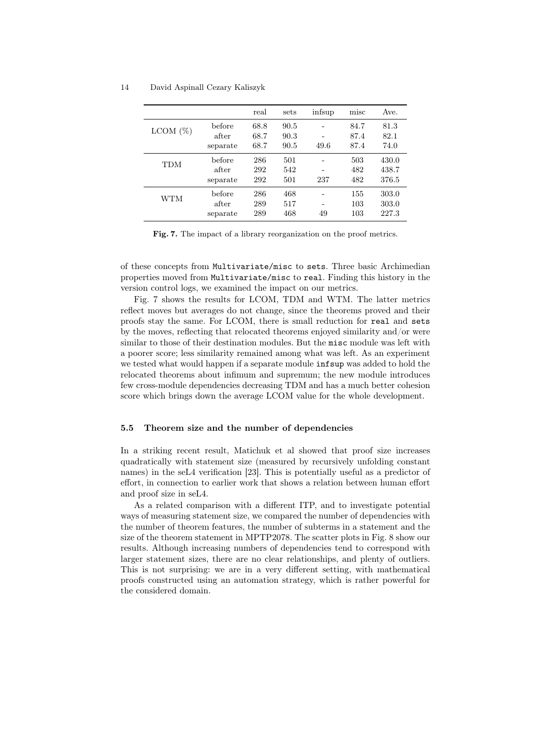| | | real | sets | infsup | misc | Ave. |
|---|---|---|---|---|---|---|
| LCOM (%) | before | 68.8 | 90.5 | - | 84.7 | 81.3 |
| | after | 68.7 | 90.3 | - | 87.4 | 82.1 |
| | separate | 68.7 | 90.5 | 49.6 | 87.4 | 74.0 |
| TDM | before | 286 | 501 | - | 503 | 430.0 |
| | after | 292 | 542 | - | 482 | 438.7 |
| | separate | 292 | 501 | 237 | 482 | 376.5 |
| WTM | before | 286 | 468 | - | 155 | 303.0 |
| | after | 289 | 517 | - | 103 | 303.0 |
| | separate | 289 | 468 | 49 | 103 | 227.3 |

**Fig. 7.** The impact of a library reorganization on the proof metrics.

of these concepts from `Multivariate/misc` to `sets`. Three basic Archimedian properties moved from `Multivariate/misc` to `real`. Finding this history in the version control logs, we examined the impact on our metrics.

Fig. 7 shows the results for LCOM, TDM and WTM. The latter metrics reflect moves but averages do not change, since the theorems proved and their proofs stay the same. For LCOM, there is small reduction for `real` and `sets` by the moves, reflecting that relocated theorems enjoyed similarity and/or were similar to those of their destination modules. But the `misc` module was left with a poorer score; less similarity remained among what was left. As an experiment we tested what would happen if a separate module `infsup` was added to hold the relocated theorems about infimum and supremum; the new module introduces few cross-module dependencies decreasing TDM and has a much better cohesion score which brings down the average LCOM value for the whole development.

### 5.5 Theorem size and the number of dependencies

In a striking recent result, Matichuk et al showed that proof size increases quadratically with statement size (measured by recursively unfolding constant names) in the seL4 verification [23]. This is potentially useful as a predictor of effort, in connection to earlier work that shows a relation between human effort and proof size in seL4.

As a related comparison with a different ITP, and to investigate potential ways of measuring statement size, we compared the number of dependencies with the number of theorem features, the number of subterms in a statement and the size of the theorem statement in MPTP2078. The scatter plots in Fig. 8 show our results. Although increasing numbers of dependencies tend to correspond with larger statement sizes, there are no clear relationships, and plenty of outliers. This is not surprising: we are in a very different setting, with mathematical proofs constructed using an automation strategy, which is rather powerful for the considered domain.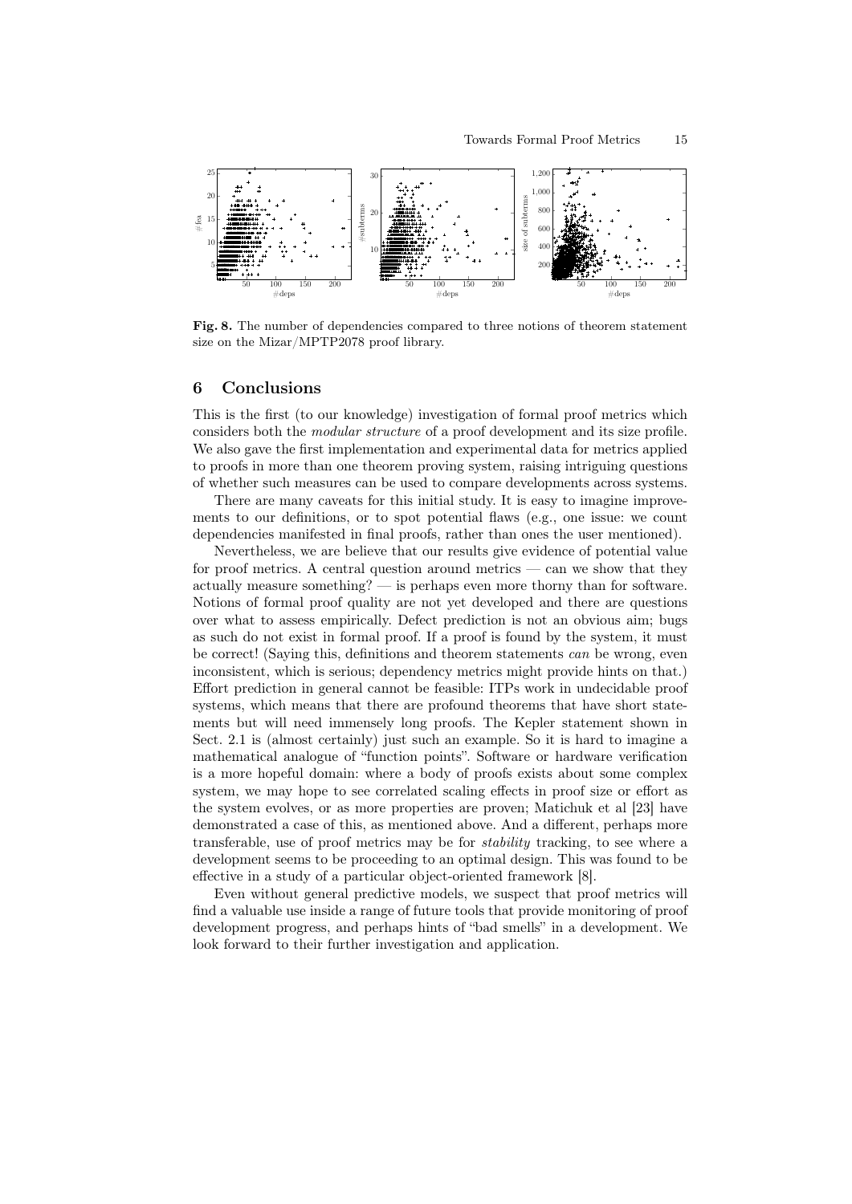**Fig. 8.** The number of dependencies compared to three notions of theorem statement size on the Mizar/MPTP2078 proof library.

## 6 Conclusions

This is the first (to our knowledge) investigation of formal proof metrics which considers both the *modular structure* of a proof development and its size profile. We also gave the first implementation and experimental data for metrics applied to proofs in more than one theorem proving system, raising intriguing questions of whether such measures can be used to compare developments across systems.

There are many caveats for this initial study. It is easy to imagine improvements to our definitions, or to spot potential flaws (e.g., one issue: we count dependencies manifested in final proofs, rather than ones the user mentioned).

Nevertheless, we are believe that our results give evidence of potential value for proof metrics. A central question around metrics — can we show that they actually measure something? — is perhaps even more thorny than for software. Notions of formal proof quality are not yet developed and there are questions over what to assess empirically. Defect prediction is not an obvious aim; bugs as such do not exist in formal proof. If a proof is found by the system, it must be correct! (Saying this, definitions and theorem statements *can* be wrong, even inconsistent, which is serious; dependency metrics might provide hints on that.) Effort prediction in general cannot be feasible: ITPs work in undecidable proof systems, which means that there are profound theorems that have short statements but will need immensely long proofs. The Kepler statement shown in Sect. 2.1 is (almost certainly) just such an example. So it is hard to imagine a mathematical analogue of "function points". Software or hardware verification is a more hopeful domain: where a body of proofs exists about some complex system, we may hope to see correlated scaling effects in proof size or effort as the system evolves, or as more properties are proven; Matichuk et al [23] have demonstrated a case of this, as mentioned above. And a different, perhaps more transferable, use of proof metrics may be for *stability* tracking, to see where a development seems to be proceeding to an optimal design. This was found to be effective in a study of a particular object-oriented framework [8].

Even without general predictive models, we suspect that proof metrics will find a valuable use inside a range of future tools that provide monitoring of proof development progress, and perhaps hints of "bad smells" in a development. We look forward to their further investigation and application.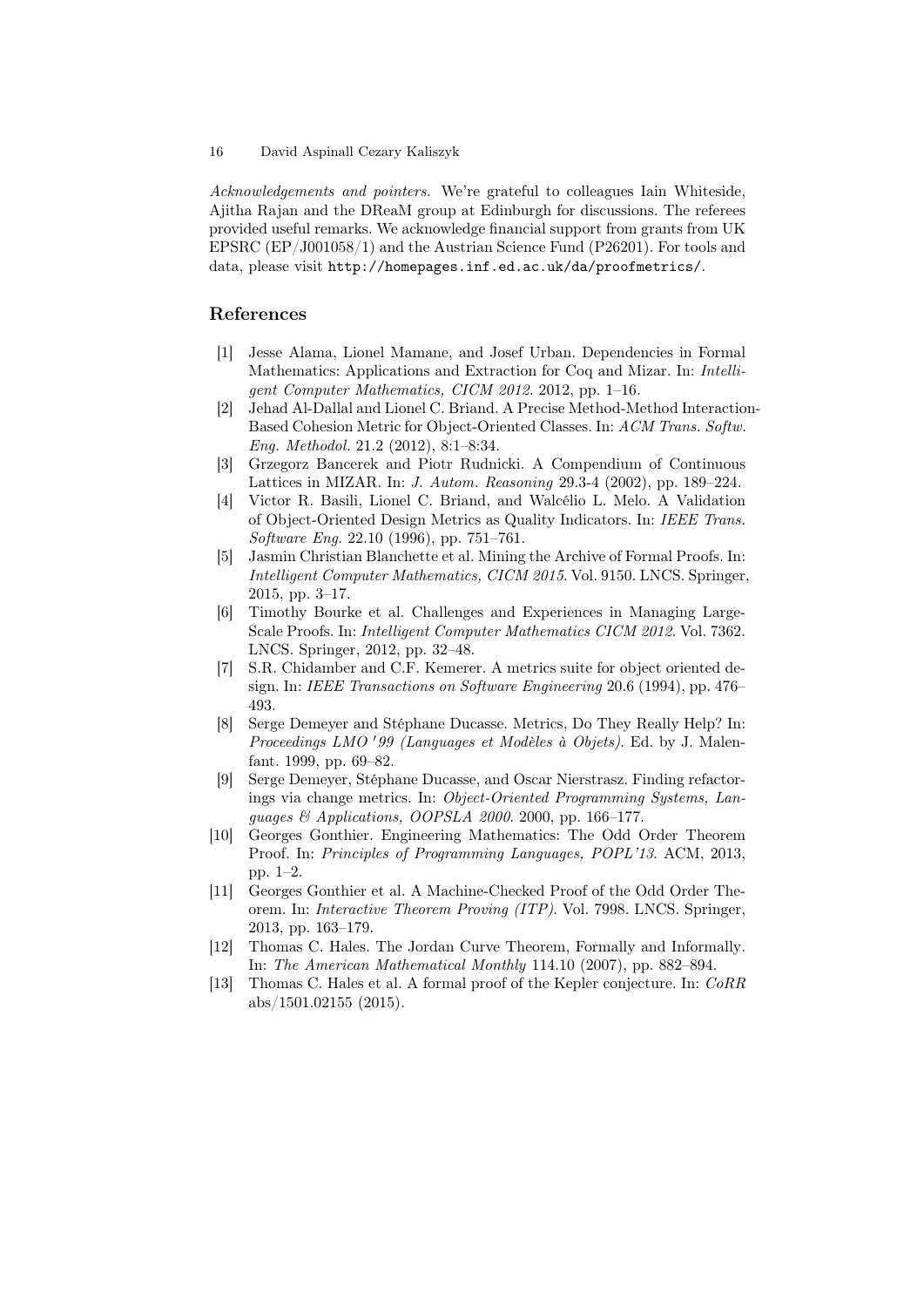*Acknowledgements and pointers.* We're grateful to colleagues Iain Whiteside, Ajitha Rajan and the DReaM group at Edinburgh for discussions. The referees provided useful remarks. We acknowledge financial support from grants from UK EPSRC (EP/J001058/1) and the Austrian Science Fund (P26201). For tools and data, please visit `http://homepages.inf.ed.ac.uk/da/proofmetrics/`.

## References

[1] Jesse Alama, Lionel Mamane, and Josef Urban. Dependencies in Formal Mathematics: Applications and Extraction for Coq and Mizar. In: *Intelligent Computer Mathematics, CICM 2012*. 2012, pp. 1–16.

[2] Jehad Al-Dallal and Lionel C. Briand. A Precise Method-Method Interaction-Based Cohesion Metric for Object-Oriented Classes. In: *ACM Trans. Softw. Eng. Methodol.* 21.2 (2012), 8:1–8:34.

[3] Grzegorz Bancerek and Piotr Rudnicki. A Compendium of Continuous Lattices in MIZAR. In: *J. Autom. Reasoning* 29.3-4 (2002), pp. 189–224.

[4] Victor R. Basili, Lionel C. Briand, and Walcélio L. Melo. A Validation of Object-Oriented Design Metrics as Quality Indicators. In: *IEEE Trans. Software Eng.* 22.10 (1996), pp. 751–761.

[5] Jasmin Christian Blanchette et al. Mining the Archive of Formal Proofs. In: *Intelligent Computer Mathematics, CICM 2015*. Vol. 9150. LNCS. Springer, 2015, pp. 3–17.

[6] Timothy Bourke et al. Challenges and Experiences in Managing Large-Scale Proofs. In: *Intelligent Computer Mathematics CICM 2012*. Vol. 7362. LNCS. Springer, 2012, pp. 32–48.

[7] S.R. Chidamber and C.F. Kemerer. A metrics suite for object oriented design. In: *IEEE Transactions on Software Engineering* 20.6 (1994), pp. 476–493.

[8] Serge Demeyer and Stéphane Ducasse. Metrics, Do They Really Help? In: *Proceedings LMO '99 (Languages et Modèles à Objets)*. Ed. by J. Malenfant. 1999, pp. 69–82.

[9] Serge Demeyer, Stéphane Ducasse, and Oscar Nierstrasz. Finding refactorings via change metrics. In: *Object-Oriented Programming Systems, Languages & Applications, OOPSLA 2000*. 2000, pp. 166–177.

[10] Georges Gonthier. Engineering Mathematics: The Odd Order Theorem Proof. In: *Principles of Programming Languages, POPL'13*. ACM, 2013, pp. 1–2.

[11] Georges Gonthier et al. A Machine-Checked Proof of the Odd Order Theorem. In: *Interactive Theorem Proving (ITP)*. Vol. 7998. LNCS. Springer, 2013, pp. 163–179.

[12] Thomas C. Hales. The Jordan Curve Theorem, Formally and Informally. In: *The American Mathematical Monthly* 114.10 (2007), pp. 882–894.

[13] Thomas C. Hales et al. A formal proof of the Kepler conjecture. In: *CoRR* abs/1501.02155 (2015).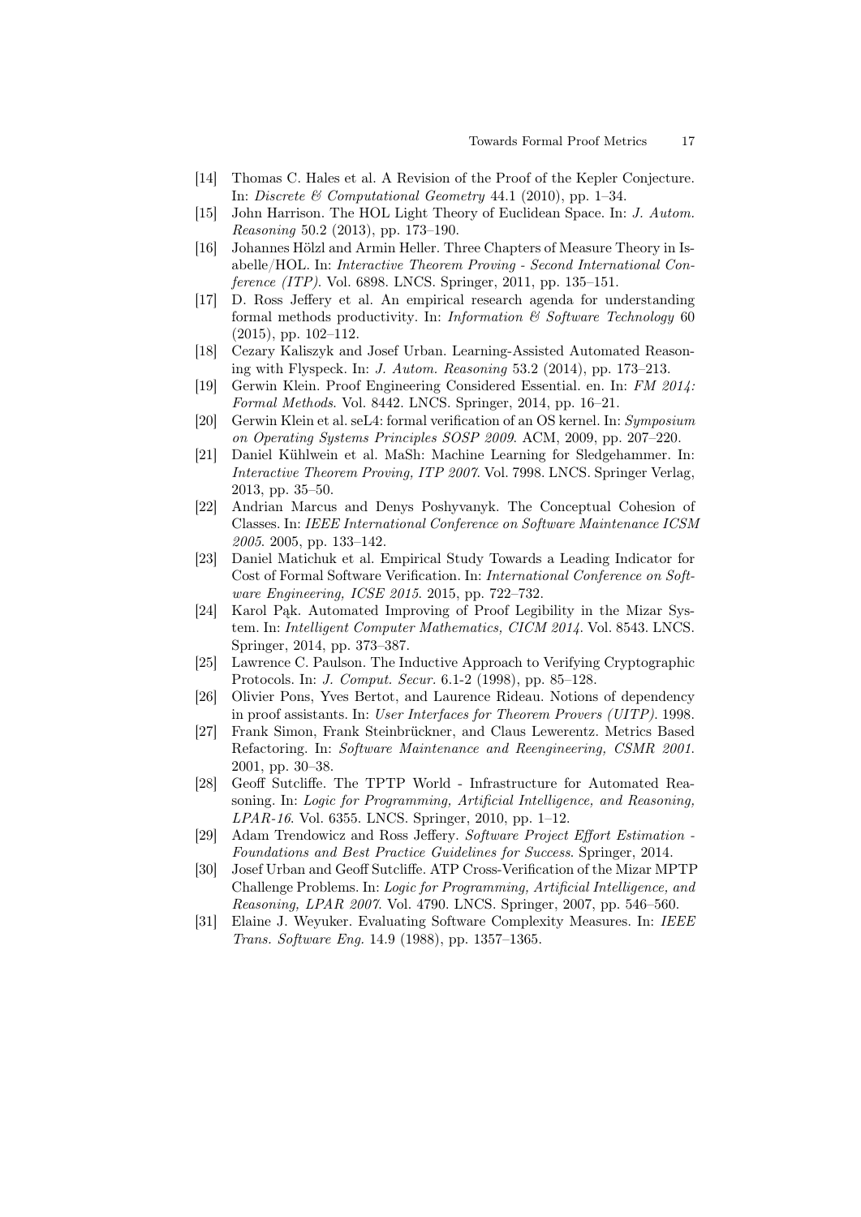[14] Thomas C. Hales et al. A Revision of the Proof of the Kepler Conjecture. In: *Discrete & Computational Geometry* 44.1 (2010), pp. 1–34.

[15] John Harrison. The HOL Light Theory of Euclidean Space. In: *J. Autom. Reasoning* 50.2 (2013), pp. 173–190.

[16] Johannes Hölzl and Armin Heller. Three Chapters of Measure Theory in Isabelle/HOL. In: *Interactive Theorem Proving - Second International Conference (ITP)*. Vol. 6898. LNCS. Springer, 2011, pp. 135–151.

[17] D. Ross Jeffery et al. An empirical research agenda for understanding formal methods productivity. In: *Information & Software Technology* 60 (2015), pp. 102–112.

[18] Cezary Kaliszyk and Josef Urban. Learning-Assisted Automated Reasoning with Flyspeck. In: *J. Autom. Reasoning* 53.2 (2014), pp. 173–213.

[19] Gerwin Klein. Proof Engineering Considered Essential. en. In: *FM 2014: Formal Methods*. Vol. 8442. LNCS. Springer, 2014, pp. 16–21.

[20] Gerwin Klein et al. seL4: formal verification of an OS kernel. In: *Symposium on Operating Systems Principles SOSP 2009*. ACM, 2009, pp. 207–220.

[21] Daniel Kühlwein et al. MaSh: Machine Learning for Sledgehammer. In: *Interactive Theorem Proving, ITP 2007*. Vol. 7998. LNCS. Springer Verlag, 2013, pp. 35–50.

[22] Andrian Marcus and Denys Poshyvanyk. The Conceptual Cohesion of Classes. In: *IEEE International Conference on Software Maintenance ICSM 2005*. 2005, pp. 133–142.

[23] Daniel Matichuk et al. Empirical Study Towards a Leading Indicator for Cost of Formal Software Verification. In: *International Conference on Software Engineering, ICSE 2015*. 2015, pp. 722–732.

[24] Karol Pąk. Automated Improving of Proof Legibility in the Mizar System. In: *Intelligent Computer Mathematics, CICM 2014*. Vol. 8543. LNCS. Springer, 2014, pp. 373–387.

[25] Lawrence C. Paulson. The Inductive Approach to Verifying Cryptographic Protocols. In: *J. Comput. Secur.* 6.1-2 (1998), pp. 85–128.

[26] Olivier Pons, Yves Bertot, and Laurence Rideau. Notions of dependency in proof assistants. In: *User Interfaces for Theorem Provers (UITP)*. 1998.

[27] Frank Simon, Frank Steinbrückner, and Claus Lewerentz. Metrics Based Refactoring. In: *Software Maintenance and Reengineering, CSMR 2001*. 2001, pp. 30–38.

[28] Geoff Sutcliffe. The TPTP World - Infrastructure for Automated Reasoning. In: *Logic for Programming, Artificial Intelligence, and Reasoning, LPAR-16*. Vol. 6355. LNCS. Springer, 2010, pp. 1–12.

[29] Adam Trendowicz and Ross Jeffery. *Software Project Effort Estimation - Foundations and Best Practice Guidelines for Success*. Springer, 2014.

[30] Josef Urban and Geoff Sutcliffe. ATP Cross-Verification of the Mizar MPTP Challenge Problems. In: *Logic for Programming, Artificial Intelligence, and Reasoning, LPAR 2007*. Vol. 4790. LNCS. Springer, 2007, pp. 546–560.

[31] Elaine J. Weyuker. Evaluating Software Complexity Measures. In: *IEEE Trans. Software Eng.* 14.9 (1988), pp. 1357–1365.